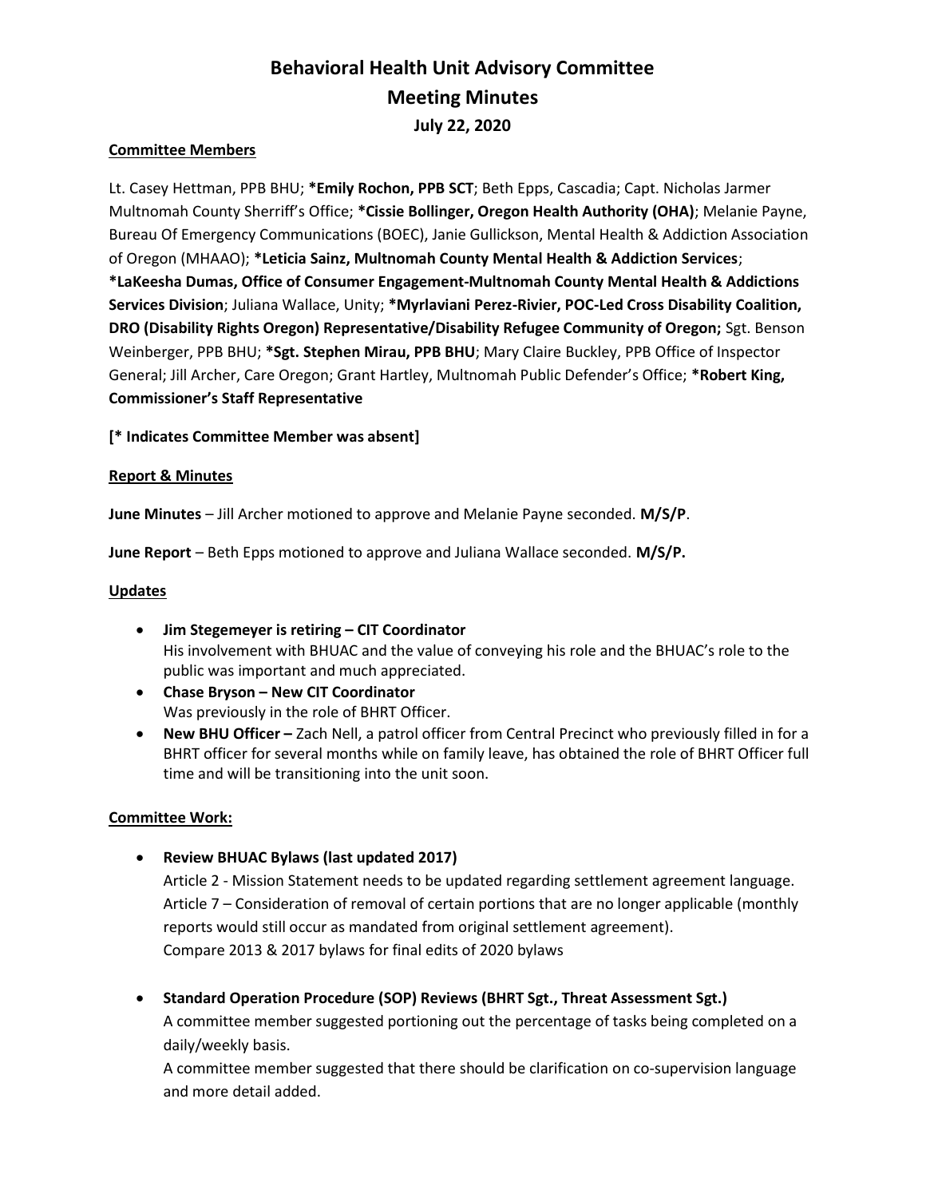# Behavioral Health Unit Advisory Committee
# Meeting Minutes
### July 22, 2020

**Committee Members**

Lt. Casey Hettman, PPB BHU; ***Emily Rochon, PPB SCT**; Beth Epps, Cascadia; Capt. Nicholas Jarmer Multnomah County Sherriff's Office; ***Cissie Bollinger, Oregon Health Authority (OHA)**; Melanie Payne, Bureau Of Emergency Communications (BOEC), Janie Gullickson, Mental Health & Addiction Association of Oregon (MHAAO); ***Leticia Sainz, Multnomah County Mental Health & Addiction Services**; ***LaKeesha Dumas, Office of Consumer Engagement-Multnomah County Mental Health & Addictions Services Division**; Juliana Wallace, Unity; ***Myrlaviani Perez-Rivier, POC-Led Cross Disability Coalition, DRO (Disability Rights Oregon) Representative/Disability Refugee Community of Oregon;** Sgt. Benson Weinberger, PPB BHU; ***Sgt. Stephen Mirau, PPB BHU**; Mary Claire Buckley, PPB Office of Inspector General; Jill Archer, Care Oregon; Grant Hartley, Multnomah Public Defender's Office; ***Robert King, Commissioner's Staff Representative**

**[* Indicates Committee Member was absent]**

**Report & Minutes**

**June Minutes** – Jill Archer motioned to approve and Melanie Payne seconded. **M/S/P**.

**June Report** – Beth Epps motioned to approve and Juliana Wallace seconded. **M/S/P.**

**Updates**

- **Jim Stegemeyer is retiring – CIT Coordinator**
  His involvement with BHUAC and the value of conveying his role and the BHUAC's role to the public was important and much appreciated.
- **Chase Bryson – New CIT Coordinator**
  Was previously in the role of BHRT Officer.
- **New BHU Officer –** Zach Nell, a patrol officer from Central Precinct who previously filled in for a BHRT officer for several months while on family leave, has obtained the role of BHRT Officer full time and will be transitioning into the unit soon.

**Committee Work:**

- **Review BHUAC Bylaws (last updated 2017)**
  Article 2 - Mission Statement needs to be updated regarding settlement agreement language.
  Article 7 – Consideration of removal of certain portions that are no longer applicable (monthly reports would still occur as mandated from original settlement agreement).
  Compare 2013 & 2017 bylaws for final edits of 2020 bylaws

- **Standard Operation Procedure (SOP) Reviews (BHRT Sgt., Threat Assessment Sgt.)**
  A committee member suggested portioning out the percentage of tasks being completed on a daily/weekly basis.
  A committee member suggested that there should be clarification on co-supervision language and more detail added.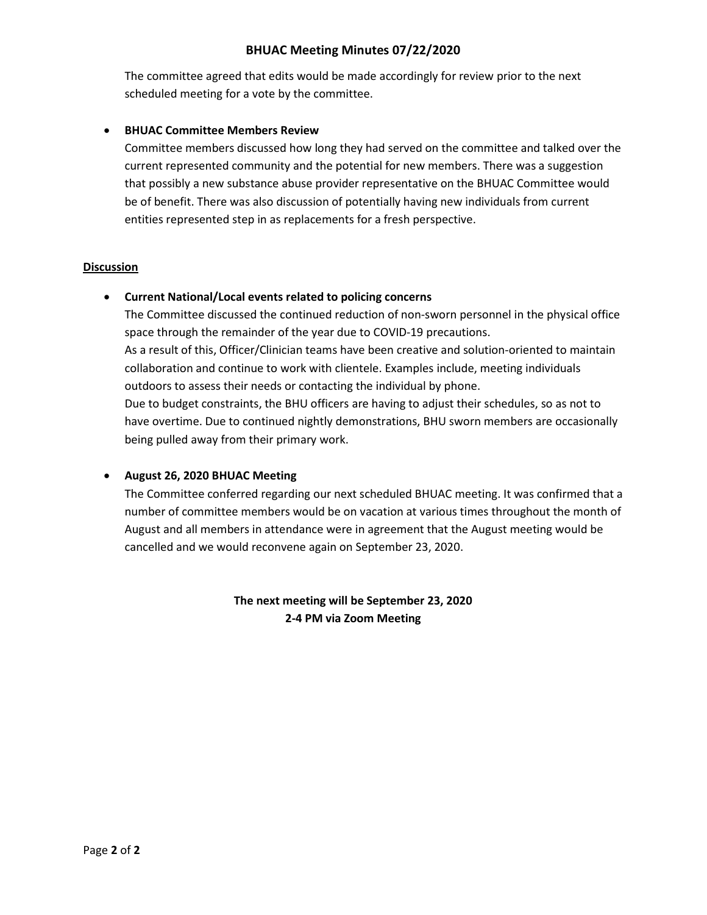The committee agreed that edits would be made accordingly for review prior to the next scheduled meeting for a vote by the committee.

- **BHUAC Committee Members Review**

  Committee members discussed how long they had served on the committee and talked over the current represented community and the potential for new members. There was a suggestion that possibly a new substance abuse provider representative on the BHUAC Committee would be of benefit. There was also discussion of potentially having new individuals from current entities represented step in as replacements for a fresh perspective.

**Discussion**

- **Current National/Local events related to policing concerns**

  The Committee discussed the continued reduction of non-sworn personnel in the physical office space through the remainder of the year due to COVID-19 precautions.
  As a result of this, Officer/Clinician teams have been creative and solution-oriented to maintain collaboration and continue to work with clientele. Examples include, meeting individuals outdoors to assess their needs or contacting the individual by phone.
  Due to budget constraints, the BHU officers are having to adjust their schedules, so as not to have overtime. Due to continued nightly demonstrations, BHU sworn members are occasionally being pulled away from their primary work.

- **August 26, 2020 BHUAC Meeting**

  The Committee conferred regarding our next scheduled BHUAC meeting. It was confirmed that a number of committee members would be on vacation at various times throughout the month of August and all members in attendance were in agreement that the August meeting would be cancelled and we would reconvene again on September 23, 2020.

**The next meeting will be September 23, 2020**
**2-4 PM via Zoom Meeting**